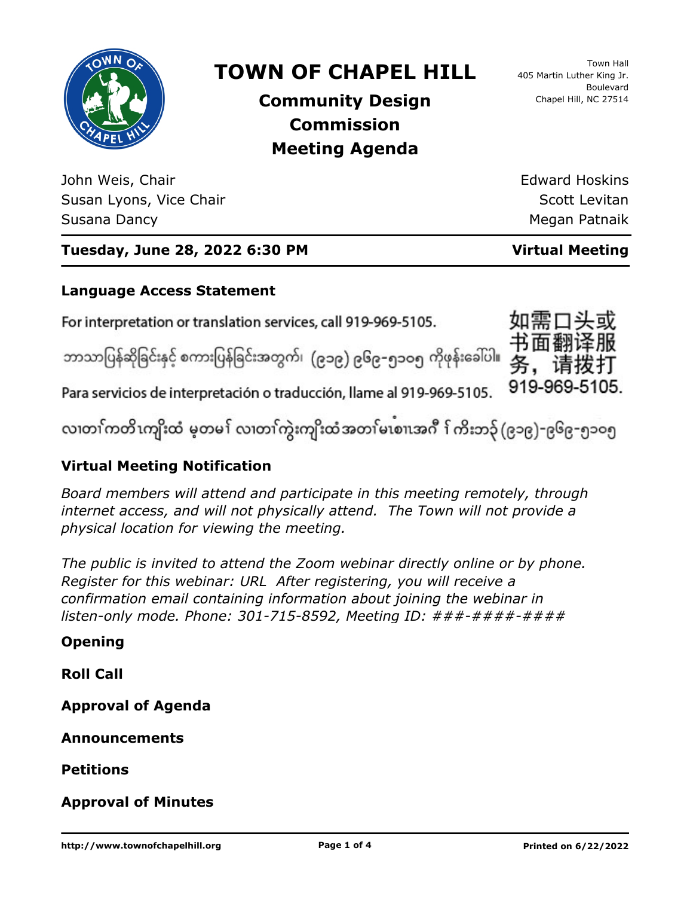# TOWN OF CHAPEL HILL

## Community Design Commission Meeting Agenda

Town Hall
405 Martin Luther King Jr. Boulevard
Chapel Hill, NC 27514

John Weis, Chair
Susan Lyons, Vice Chair
Susana Dancy
Edward Hoskins
Scott Levitan
Megan Patnaik

**Tuesday, June 28, 2022 6:30 PM** **Virtual Meeting**

### Language Access Statement

For interpretation or translation services, call 919-969-5105.

ဘာသာပြန်ဆိုခြင်းနှင့် စကားပြန်ခြင်းအတွက်၊ (၉၁၉) ၉၆၉-၅၁၀၅ ကိုဖုန်းခေါ်ပါ။

如需口头或书面翻译服务，请拨打919-969-5105.

Para servicios de interpretación o traducción, llame al 919-969-5105.

လၢတၢ်ကတိၤကျိးထံ မ့တမ့ၢ် လၢတၢ်ကွဲးကျိးထံအတၢ်မၤစၢၤအဂီ ၢ် ကိးဘၣ် (၉၁၉)-၉၆၉-၅၁၀၅

### Virtual Meeting Notification

*Board members will attend and participate in this meeting remotely, through internet access, and will not physically attend. The Town will not provide a physical location for viewing the meeting.*

*The public is invited to attend the Zoom webinar directly online or by phone. Register for this webinar: URL After registering, you will receive a confirmation email containing information about joining the webinar in listen-only mode. Phone: 301-715-8592, Meeting ID: ###-####-####*

### Opening

### Roll Call

### Approval of Agenda

### Announcements

### Petitions

### Approval of Minutes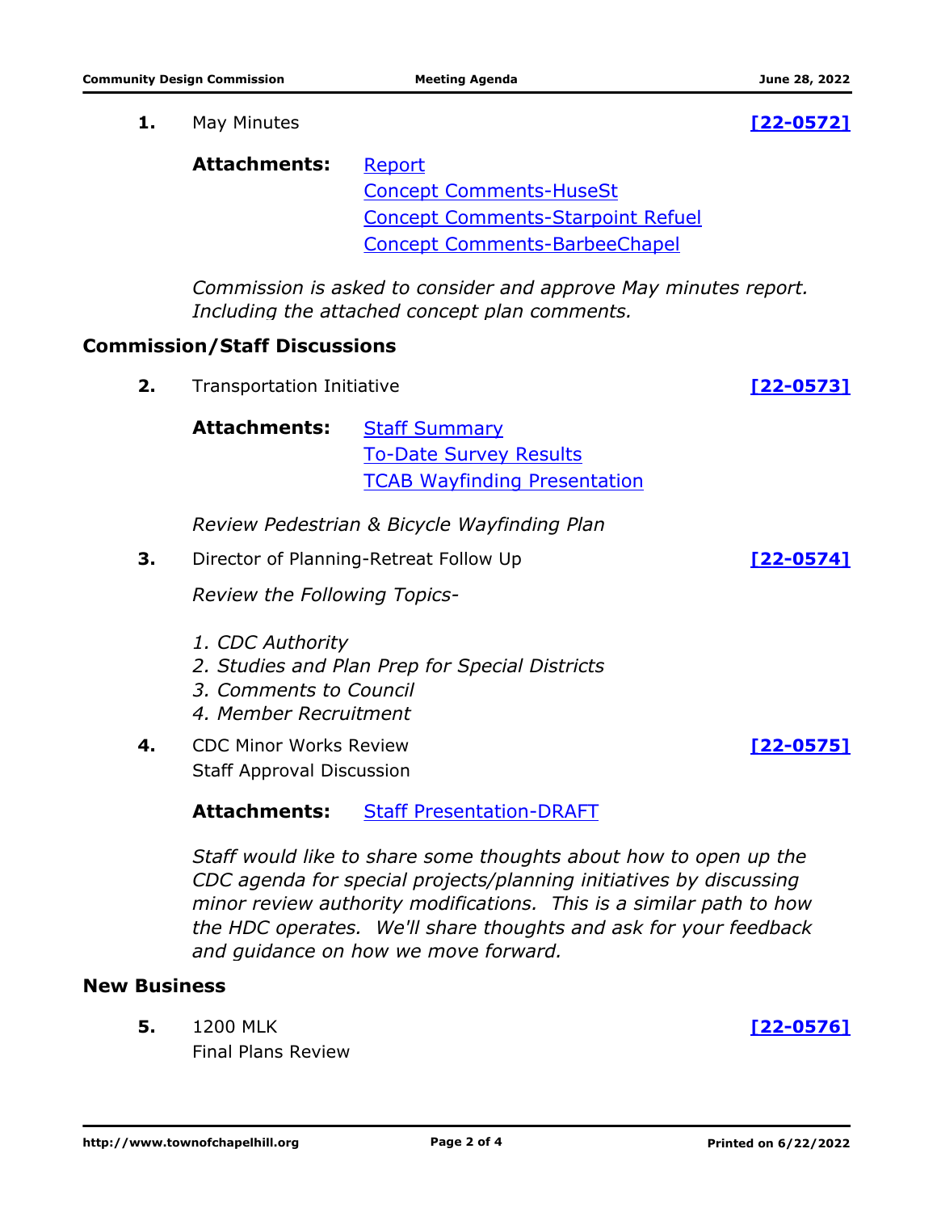**1.** May Minutes **[22-0572]**

**Attachments:** Report
Concept Comments-HuseSt
Concept Comments-Starpoint Refuel
Concept Comments-BarbeeChapel

*Commission is asked to consider and approve May minutes report. Including the attached concept plan comments.*

## Commission/Staff Discussions

**2.** Transportation Initiative **[22-0573]**

**Attachments:** Staff Summary
To-Date Survey Results
TCAB Wayfinding Presentation

*Review Pedestrian & Bicycle Wayfinding Plan*

**3.** Director of Planning-Retreat Follow Up **[22-0574]**

*Review the Following Topics-*

*1. CDC Authority*
*2. Studies and Plan Prep for Special Districts*
*3. Comments to Council*
*4. Member Recruitment*

**4.** CDC Minor Works Review
Staff Approval Discussion **[22-0575]**

**Attachments:** Staff Presentation-DRAFT

*Staff would like to share some thoughts about how to open up the CDC agenda for special projects/planning initiatives by discussing minor review authority modifications. This is a similar path to how the HDC operates. We'll share thoughts and ask for your feedback and guidance on how we move forward.*

## New Business

**5.** 1200 MLK
Final Plans Review **[22-0576]**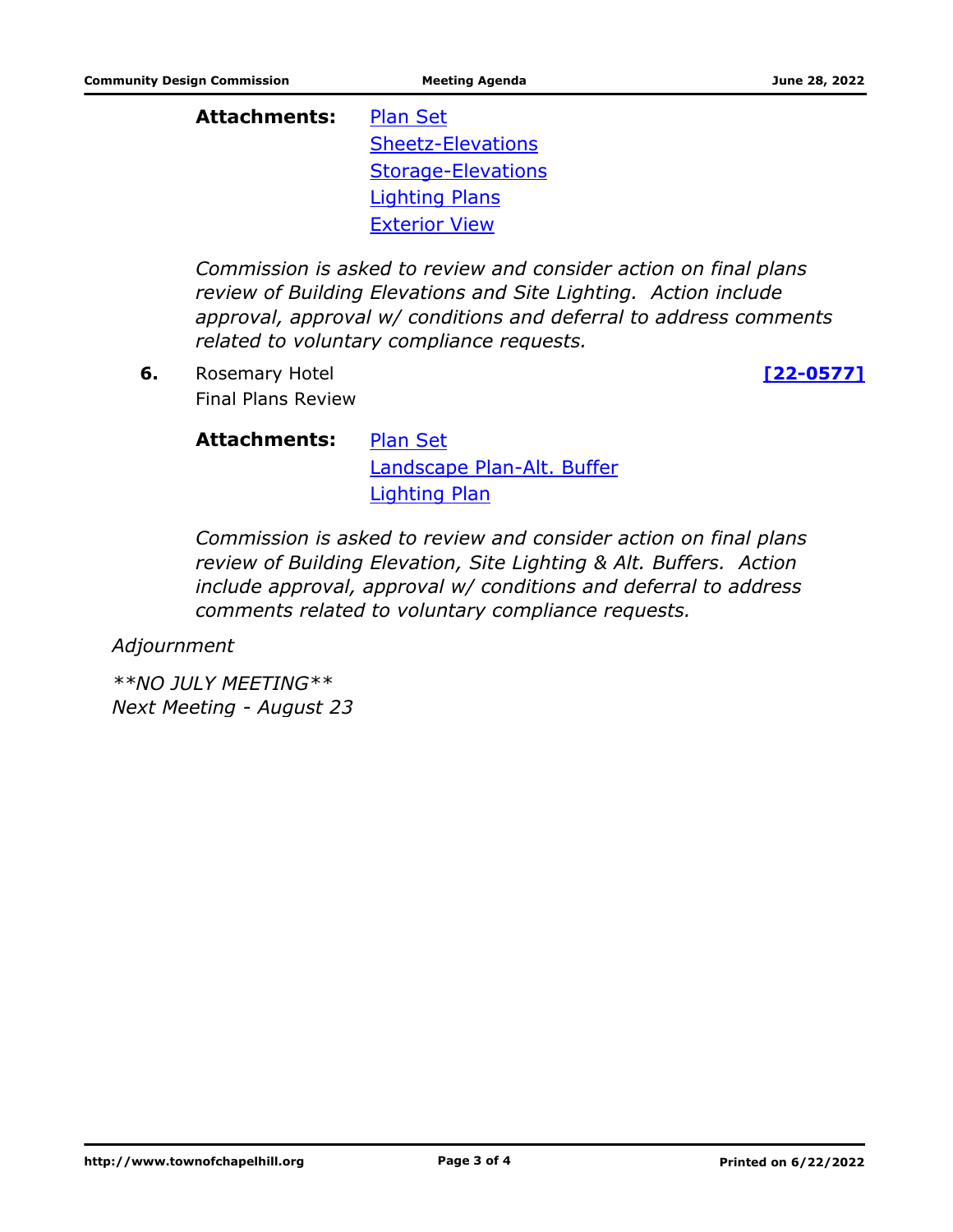**Attachments:** Plan Set
Sheetz-Elevations
Storage-Elevations
Lighting Plans
Exterior View

*Commission is asked to review and consider action on final plans review of Building Elevations and Site Lighting. Action include approval, approval w/ conditions and deferral to address comments related to voluntary compliance requests.*

**6.** Rosemary Hotel
Final Plans Review **[22-0577]**

**Attachments:** Plan Set
Landscape Plan-Alt. Buffer
Lighting Plan

*Commission is asked to review and consider action on final plans review of Building Elevation, Site Lighting & Alt. Buffers. Action include approval, approval w/ conditions and deferral to address comments related to voluntary compliance requests.*

*Adjournment*

*\*\*NO JULY MEETING\*\**
*Next Meeting - August 23*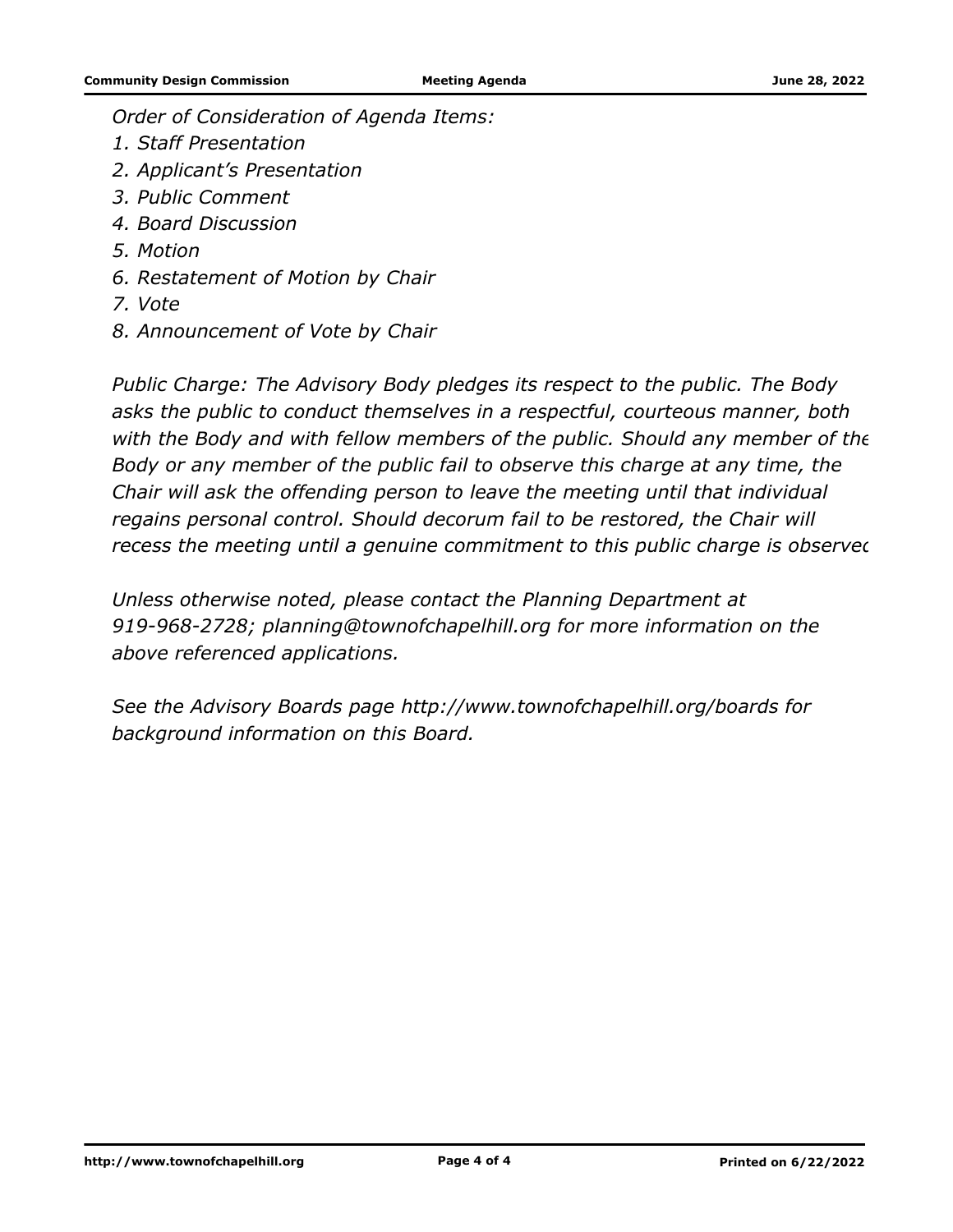*Order of Consideration of Agenda Items:*

*1. Staff Presentation*
*2. Applicant's Presentation*
*3. Public Comment*
*4. Board Discussion*
*5. Motion*
*6. Restatement of Motion by Chair*
*7. Vote*
*8. Announcement of Vote by Chair*

*Public Charge: The Advisory Body pledges its respect to the public. The Body asks the public to conduct themselves in a respectful, courteous manner, both with the Body and with fellow members of the public. Should any member of the Body or any member of the public fail to observe this charge at any time, the Chair will ask the offending person to leave the meeting until that individual regains personal control. Should decorum fail to be restored, the Chair will recess the meeting until a genuine commitment to this public charge is observed*

*Unless otherwise noted, please contact the Planning Department at 919-968-2728; planning@townofchapelhill.org for more information on the above referenced applications.*

*See the Advisory Boards page http://www.townofchapelhill.org/boards for background information on this Board.*